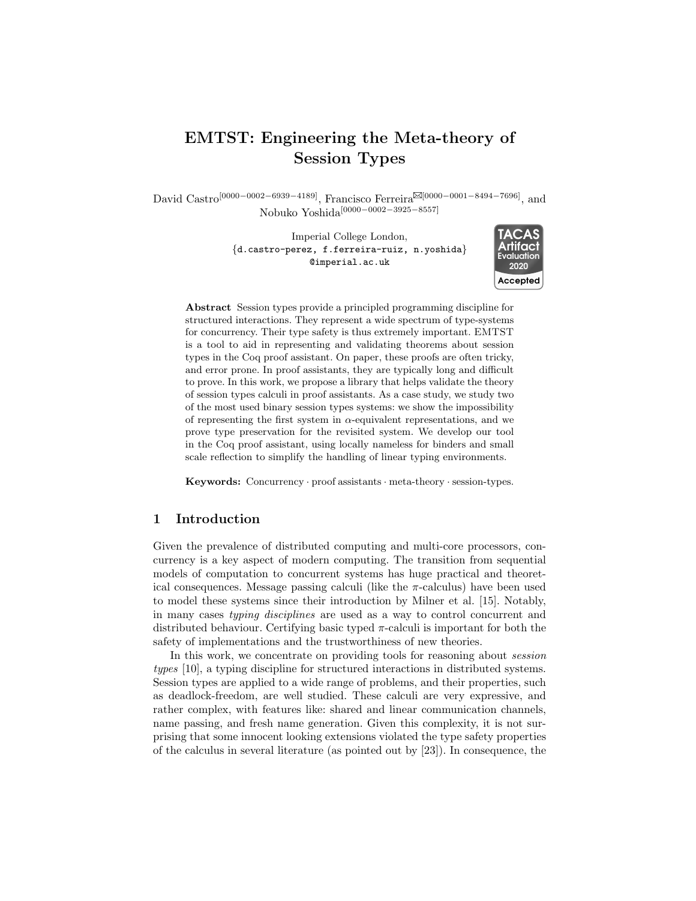# EMTST: Engineering the Meta-theory of Session Types

David Castro[0000−0002−6939−4189], Francisco Ferreira[0000−0001−8494−7696], and Nobuko Yoshida[0000−0002−3925−8557]

Imperial College London,
{d.castro-perez, f.ferreira-ruiz, n.yoshida}
@imperial.ac.uk

TACAS Artifact Evaluation 2020 Accepted

**Abstract** Session types provide a principled programming discipline for structured interactions. They represent a wide spectrum of type-systems for concurrency. Their type safety is thus extremely important. EMTST is a tool to aid in representing and validating theorems about session types in the Coq proof assistant. On paper, these proofs are often tricky, and error prone. In proof assistants, they are typically long and difficult to prove. In this work, we propose a library that helps validate the theory of session types calculi in proof assistants. As a case study, we study two of the most used binary session types systems: we show the impossibility of representing the first system in $\alpha$-equivalent representations, and we prove type preservation for the revisited system. We develop our tool in the Coq proof assistant, using locally nameless for binders and small scale reflection to simplify the handling of linear typing environments.

**Keywords:** Concurrency · proof assistants · meta-theory · session-types.

## 1 Introduction

Given the prevalence of distributed computing and multi-core processors, concurrency is a key aspect of modern computing. The transition from sequential models of computation to concurrent systems has huge practical and theoretical consequences. Message passing calculi (like the $\pi$-calculus) have been used to model these systems since their introduction by Milner et al. [15]. Notably, in many cases *typing disciplines* are used as a way to control concurrent and distributed behaviour. Certifying basic typed $\pi$-calculi is important for both the safety of implementations and the trustworthiness of new theories.

In this work, we concentrate on providing tools for reasoning about *session types* [10], a typing discipline for structured interactions in distributed systems. Session types are applied to a wide range of problems, and their properties, such as deadlock-freedom, are well studied. These calculi are very expressive, and rather complex, with features like: shared and linear communication channels, name passing, and fresh name generation. Given this complexity, it is not surprising that some innocent looking extensions violated the type safety properties of the calculus in several literature (as pointed out by [23]). In consequence, the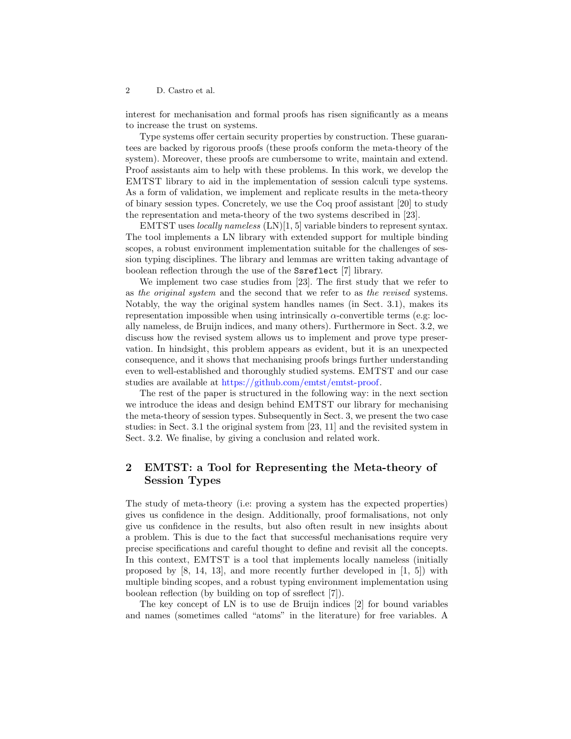interest for mechanisation and formal proofs has risen significantly as a means to increase the trust on systems.

Type systems offer certain security properties by construction. These guarantees are backed by rigorous proofs (these proofs conform the meta-theory of the system). Moreover, these proofs are cumbersome to write, maintain and extend. Proof assistants aim to help with these problems. In this work, we develop the EMTST library to aid in the implementation of session calculi type systems. As a form of validation, we implement and replicate results in the meta-theory of binary session types. Concretely, we use the Coq proof assistant [20] to study the representation and meta-theory of the two systems described in [23].

EMTST uses *locally nameless* (LN)[1, 5] variable binders to represent syntax. The tool implements a LN library with extended support for multiple binding scopes, a robust environment implementation suitable for the challenges of session typing disciplines. The library and lemmas are written taking advantage of boolean reflection through the use of the `Ssreflect` [7] library.

We implement two case studies from [23]. The first study that we refer to as *the original system* and the second that we refer to as *the revised* systems. Notably, the way the original system handles names (in Sect. 3.1), makes its representation impossible when using intrinsically $\alpha$-convertible terms (e.g: locally nameless, de Bruijn indices, and many others). Furthermore in Sect. 3.2, we discuss how the revised system allows us to implement and prove type preservation. In hindsight, this problem appears as evident, but it is an unexpected consequence, and it shows that mechanising proofs brings further understanding even to well-established and thoroughly studied systems. EMTST and our case studies are available at https://github.com/emtst/emtst-proof.

The rest of the paper is structured in the following way: in the next section we introduce the ideas and design behind EMTST our library for mechanising the meta-theory of session types. Subsequently in Sect. 3, we present the two case studies: in Sect. 3.1 the original system from [23, 11] and the revisited system in Sect. 3.2. We finalise, by giving a conclusion and related work.

## 2 EMTST: a Tool for Representing the Meta-theory of Session Types

The study of meta-theory (i.e: proving a system has the expected properties) gives us confidence in the design. Additionally, proof formalisations, not only give us confidence in the results, but also often result in new insights about a problem. This is due to the fact that successful mechanisations require very precise specifications and careful thought to define and revisit all the concepts. In this context, EMTST is a tool that implements locally nameless (initially proposed by [8, 14, 13], and more recently further developed in [1, 5]) with multiple binding scopes, and a robust typing environment implementation using boolean reflection (by building on top of ssreflect [7]).

The key concept of LN is to use de Bruijn indices [2] for bound variables and names (sometimes called "atoms" in the literature) for free variables. A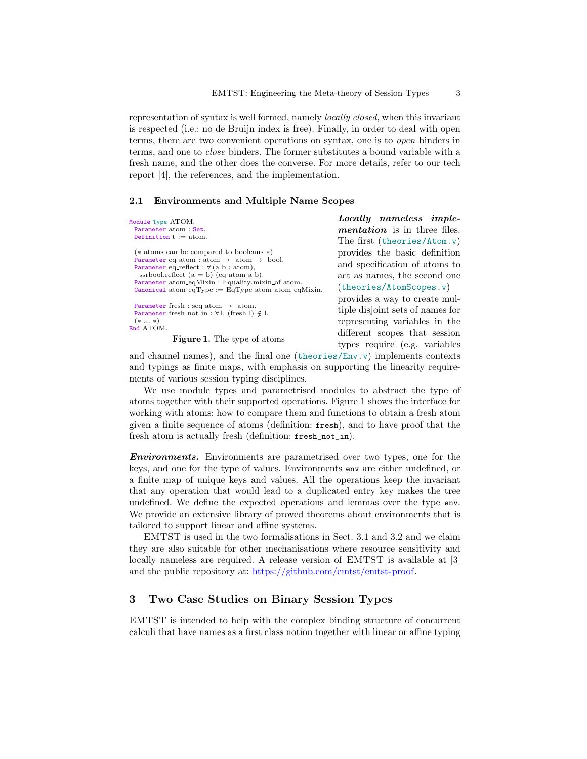representation of syntax is well formed, namely *locally closed*, when this invariant is respected (i.e.: no de Bruijn index is free). Finally, in order to deal with open terms, there are two convenient operations on syntax, one is to *open* binders in terms, and one to *close* binders. The former substitutes a bound variable with a fresh name, and the other does the converse. For more details, refer to our tech report [4], the references, and the implementation.

### 2.1 Environments and Multiple Name Scopes

```
Module Type ATOM.
  Parameter atom : Set.
  Definition t := atom.

  (* atoms can be compared to booleans *)
  Parameter eq_atom : atom → atom → bool.
  Parameter eq_reflect : ∀ (a b : atom),
    ssrbool.reflect (a = b) (eq_atom a b).
  Parameter atom_eqMixin : Equality.mixin_of atom.
  Canonical atom_eqType := EqType atom atom_eqMixin.

  Parameter fresh : seq atom → atom.
  Parameter fresh_not_in : ∀ l, (fresh l) ∉ l.
  (* ... *)
End ATOM.
```

**Figure 1.** The type of atoms

***Locally nameless implementation*** is in three files. The first (`theories/Atom.v`) provides the basic definition and specification of atoms to act as names, the second one (`theories/AtomScopes.v`) provides a way to create multiple disjoint sets of names for representing variables in the different scopes that session types require (e.g. variables and channel names), and the final one (`theories/Env.v`) implements contexts and typings as finite maps, with emphasis on supporting the linearity requirements of various session typing disciplines.

We use module types and parametrised modules to abstract the type of atoms together with their supported operations. Figure 1 shows the interface for working with atoms: how to compare them and functions to obtain a fresh atom given a finite sequence of atoms (definition: `fresh`), and to have proof that the fresh atom is actually fresh (definition: `fresh_not_in`).

***Environments.*** Environments are parametrised over two types, one for the keys, and one for the type of values. Environments `env` are either undefined, or a finite map of unique keys and values. All the operations keep the invariant that any operation that would lead to a duplicated entry key makes the tree undefined. We define the expected operations and lemmas over the type `env`. We provide an extensive library of proved theorems about environments that is tailored to support linear and affine systems.

EMTST is used in the two formalisations in Sect. 3.1 and 3.2 and we claim they are also suitable for other mechanisations where resource sensitivity and locally nameless are required. A release version of EMTST is available at [3] and the public repository at: https://github.com/emtst/emtst-proof.

## 3 Two Case Studies on Binary Session Types

EMTST is intended to help with the complex binding structure of concurrent calculi that have names as a first class notion together with linear or affine typing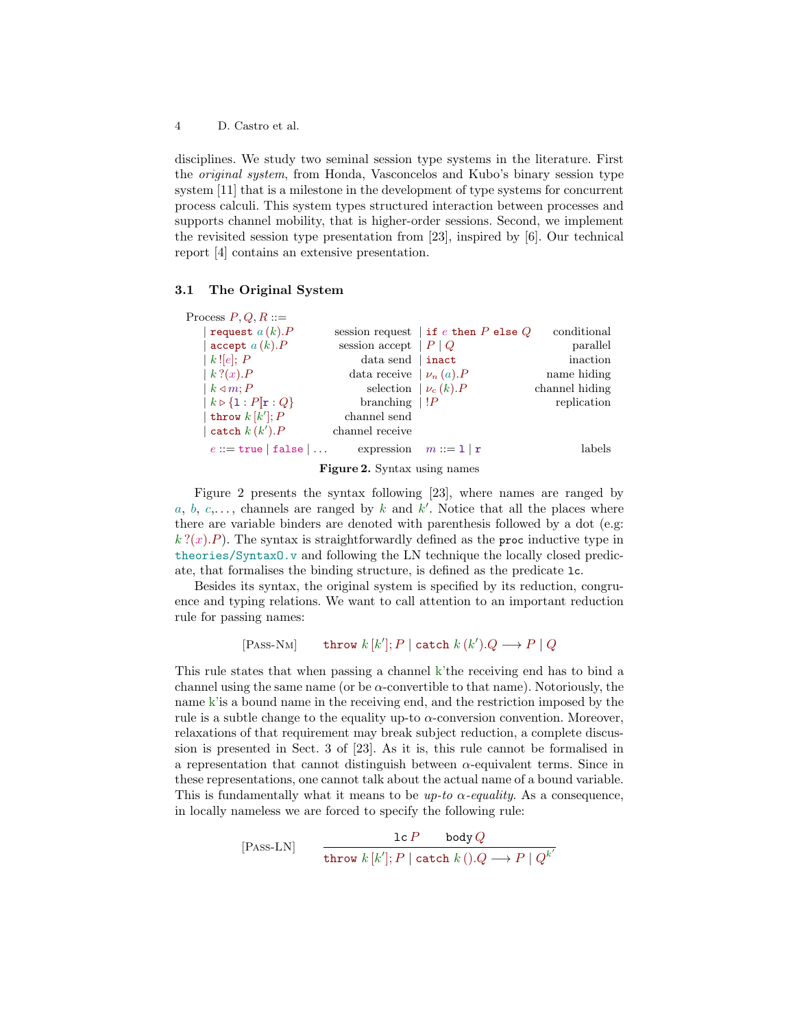disciplines. We study two seminal session type systems in the literature. First the *original system*, from Honda, Vasconcelos and Kubo's binary session type system [11] that is a milestone in the development of type systems for concurrent process calculi. This system types structured interaction between processes and supports channel mobility, that is higher-order sessions. Second, we implement the revisited session type presentation from [23], inspired by [6]. Our technical report [4] contains an extensive presentation.

### 3.1 The Original System

| Process $P, Q, R ::=$ | | | |
|---|---|---|---|
| $\mid \texttt{request}\ a\,(k).P$ | session request | $\mid \texttt{if}\ e\ \texttt{then}\ P\ \texttt{else}\ Q$ | conditional |
| $\mid \texttt{accept}\ a\,(k).P$ | session accept | $\mid P \mid Q$ | parallel |
| $\mid k\,![e];\, P$ | data send | $\mid \texttt{inact}$ | inaction |
| $\mid k\,?(x).P$ | data receive | $\mid \nu_n\,(a).P$ | name hiding |
| $\mid k \triangleleft m; P$ | selection | $\mid \nu_c\,(k).P$ | channel hiding |
| $\mid k \triangleright \{\texttt{l} : P [\!] \texttt{r} : Q\}$ | branching | $\mid !P$ | replication |
| $\mid \texttt{throw}\ k\,[k'];P$ | channel send | | |
| $\mid \texttt{catch}\ k\,(k').P$ | channel receive | | |
| $e ::= \texttt{true} \mid \texttt{false} \mid \ldots$ | expression | $m ::= \texttt{l} \mid \texttt{r}$ | labels |

**Figure 2.** Syntax using names

Figure 2 presents the syntax following [23], where names are ranged by $a$, $b$, $c$,..., channels are ranged by $k$ and $k'$. Notice that all the places where there are variable binders are denoted with parenthesis followed by a dot (e.g: $k\,?(x).P$). The syntax is straightforwardly defined as the `proc` inductive type in `theories/SyntaxO.v` and following the LN technique the locally closed predicate, that formalises the binding structure, is defined as the predicate `lc`.

Besides its syntax, the original system is specified by its reduction, congruence and typing relations. We want to call attention to an important reduction rule for passing names:

$$[\textsc{Pass-Nm}] \qquad \texttt{throw}\ k\,[k'];P \mid \texttt{catch}\ k\,(k').Q \longrightarrow P \mid Q$$

This rule states that when passing a channel k'the receiving end has to bind a channel using the same name (or be $\alpha$-convertible to that name). Notoriously, the name k'is a bound name in the receiving end, and the restriction imposed by the rule is a subtle change to the equality up-to $\alpha$-conversion convention. Moreover, relaxations of that requirement may break subject reduction, a complete discussion is presented in Sect. 3 of [23]. As it is, this rule cannot be formalised in a representation that cannot distinguish between $\alpha$-equivalent terms. Since in these representations, one cannot talk about the actual name of a bound variable. This is fundamentally what it means to be *up-to $\alpha$-equality*. As a consequence, in locally nameless we are forced to specify the following rule:

$$[\textsc{Pass-LN}] \qquad \frac{\texttt{lc}\,P \qquad \texttt{body}\,Q}{\texttt{throw}\ k\,[k'];P \mid \texttt{catch}\ k\,().Q \longrightarrow P \mid Q^{k'}}$$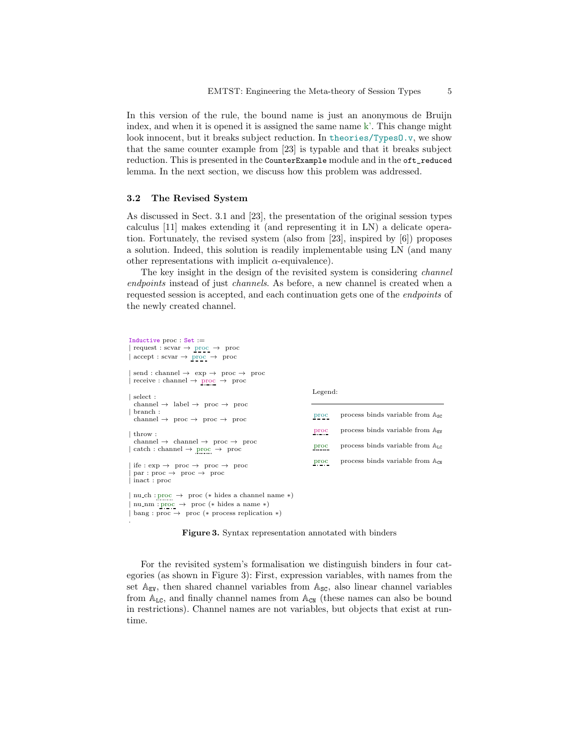In this version of the rule, the bound name is just an anonymous de Bruijn index, and when it is opened it is assigned the same name k'. This change might look innocent, but it breaks subject reduction. In `theories/Types0.v`, we show that the same counter example from [23] is typable and that it breaks subject reduction. This is presented in the `CounterExample` module and in the `oft_reduced` lemma. In the next section, we discuss how this problem was addressed.

### 3.2 The Revised System

As discussed in Sect. 3.1 and [23], the presentation of the original session types calculus [11] makes extending it (and representing it in LN) a delicate operation. Fortunately, the revised system (also from [23], inspired by [6]) proposes a solution. Indeed, this solution is readily implementable using LN (and many other representations with implicit $\alpha$-equivalence).

The key insight in the design of the revisited system is considering *channel endpoints* instead of just *channels*. As before, a new channel is created when a requested session is accepted, and each continuation gets one of the *endpoints* of the newly created channel.

```
Inductive proc : Set :=
| request : scvar → proc → proc
| accept : scvar → proc → proc

| send : channel → exp → proc → proc
| receive : channel → proc → proc

| select :
  channel → label → proc → proc
| branch :
  channel → proc → proc → proc

| throw :
  channel → channel → proc → proc
| catch : channel → proc → proc

| ife : exp → proc → proc → proc
| par : proc → proc → proc
| inact : proc

| nu_ch : proc → proc (* hides a channel name *)
| nu_nm : proc → proc (* hides a name *)
| bang : proc → proc (* process replication *)
.
```

Legend:

| | |
|---|---|
| proc | process binds variable from $\mathbb{A}_{\mathtt{SC}}$ |
| proc | process binds variable from $\mathbb{A}_{\mathtt{EV}}$ |
| proc | process binds variable from $\mathbb{A}_{\mathtt{LC}}$ |
| proc | process binds variable from $\mathbb{A}_{\mathtt{CN}}$ |

**Figure 3.** Syntax representation annotated with binders

For the revisited system's formalisation we distinguish binders in four categories (as shown in Figure 3): First, expression variables, with names from the set $\mathbb{A}_{\mathtt{EV}}$, then shared channel variables from $\mathbb{A}_{\mathtt{SC}}$, also linear channel variables from $\mathbb{A}_{\mathtt{LC}}$, and finally channel names from $\mathbb{A}_{\mathtt{CN}}$ (these names can also be bound in restrictions). Channel names are not variables, but objects that exist at runtime.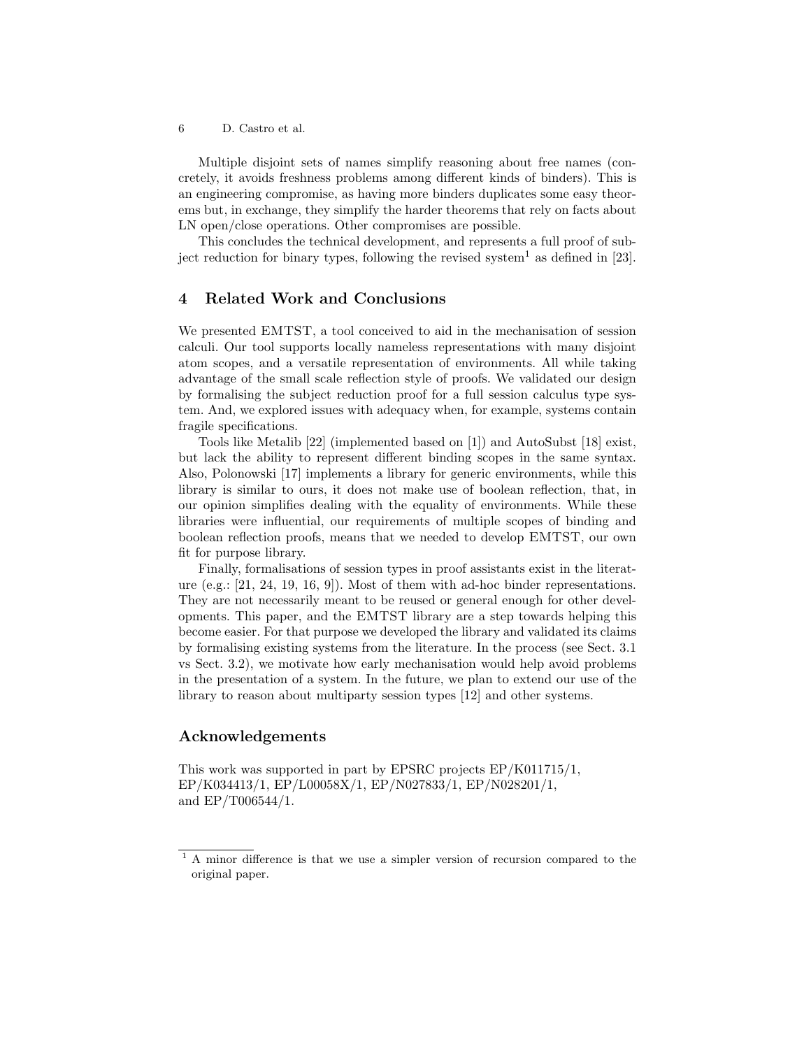Multiple disjoint sets of names simplify reasoning about free names (concretely, it avoids freshness problems among different kinds of binders). This is an engineering compromise, as having more binders duplicates some easy theorems but, in exchange, they simplify the harder theorems that rely on facts about LN open/close operations. Other compromises are possible.

This concludes the technical development, and represents a full proof of subject reduction for binary types, following the revised system[1] as defined in [23].

## 4 Related Work and Conclusions

We presented EMTST, a tool conceived to aid in the mechanisation of session calculi. Our tool supports locally nameless representations with many disjoint atom scopes, and a versatile representation of environments. All while taking advantage of the small scale reflection style of proofs. We validated our design by formalising the subject reduction proof for a full session calculus type system. And, we explored issues with adequacy when, for example, systems contain fragile specifications.

Tools like Metalib [22] (implemented based on [1]) and AutoSubst [18] exist, but lack the ability to represent different binding scopes in the same syntax. Also, Polonowski [17] implements a library for generic environments, while this library is similar to ours, it does not make use of boolean reflection, that, in our opinion simplifies dealing with the equality of environments. While these libraries were influential, our requirements of multiple scopes of binding and boolean reflection proofs, means that we needed to develop EMTST, our own fit for purpose library.

Finally, formalisations of session types in proof assistants exist in the literature (e.g.: [21, 24, 19, 16, 9]). Most of them with ad-hoc binder representations. They are not necessarily meant to be reused or general enough for other developments. This paper, and the EMTST library are a step towards helping this become easier. For that purpose we developed the library and validated its claims by formalising existing systems from the literature. In the process (see Sect. 3.1 vs Sect. 3.2), we motivate how early mechanisation would help avoid problems in the presentation of a system. In the future, we plan to extend our use of the library to reason about multiparty session types [12] and other systems.

## Acknowledgements

This work was supported in part by EPSRC projects EP/K011715/1, EP/K034413/1, EP/L00058X/1, EP/N027833/1, EP/N028201/1, and EP/T006544/1.

[1] A minor difference is that we use a simpler version of recursion compared to the original paper.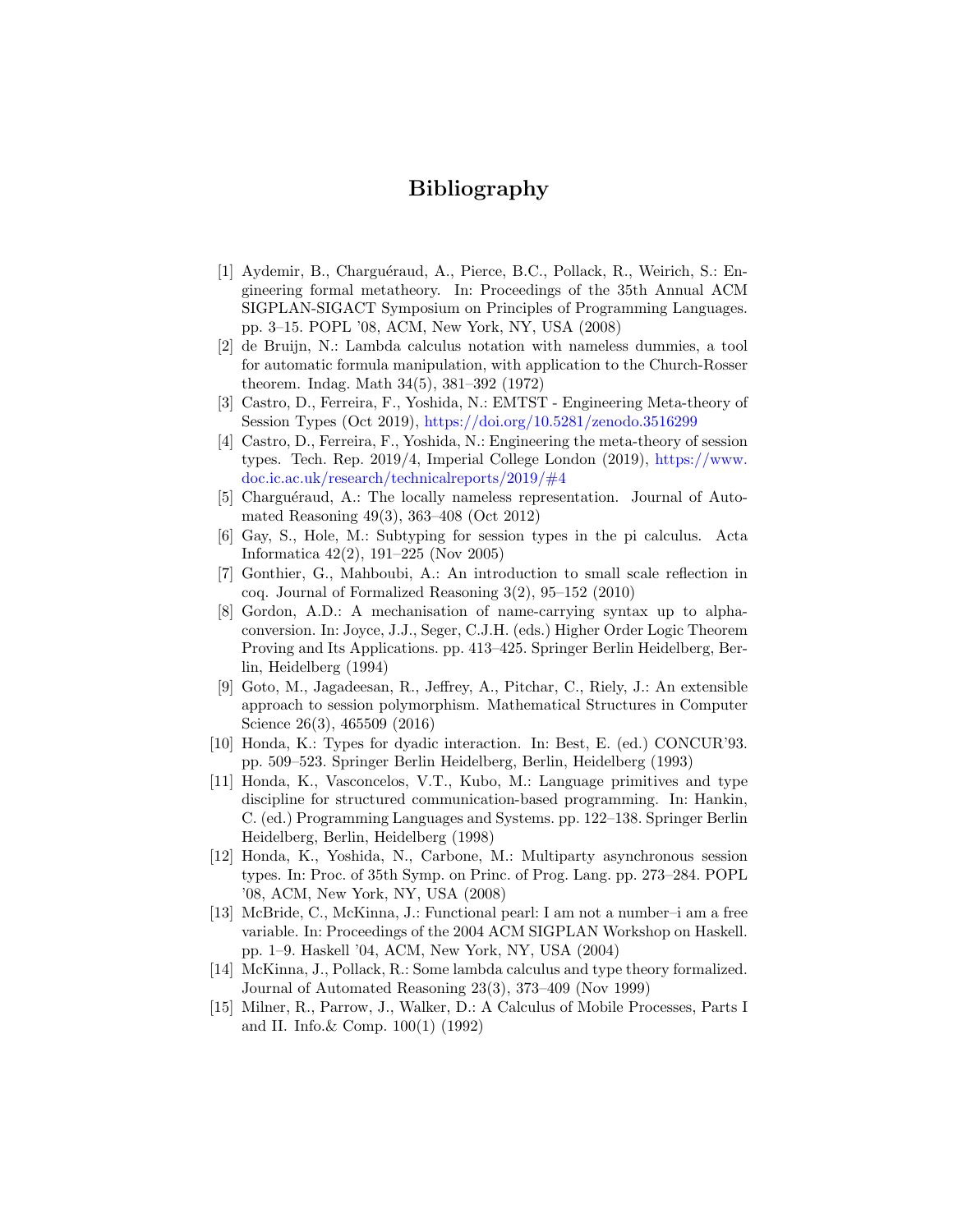# Bibliography

[1] Aydemir, B., Charguéraud, A., Pierce, B.C., Pollack, R., Weirich, S.: Engineering formal metatheory. In: Proceedings of the 35th Annual ACM SIGPLAN-SIGACT Symposium on Principles of Programming Languages. pp. 3–15. POPL '08, ACM, New York, NY, USA (2008)

[2] de Bruijn, N.: Lambda calculus notation with nameless dummies, a tool for automatic formula manipulation, with application to the Church-Rosser theorem. Indag. Math 34(5), 381–392 (1972)

[3] Castro, D., Ferreira, F., Yoshida, N.: EMTST - Engineering Meta-theory of Session Types (Oct 2019), https://doi.org/10.5281/zenodo.3516299

[4] Castro, D., Ferreira, F., Yoshida, N.: Engineering the meta-theory of session types. Tech. Rep. 2019/4, Imperial College London (2019), https://www.doc.ic.ac.uk/research/technicalreports/2019/#4

[5] Charguéraud, A.: The locally nameless representation. Journal of Automated Reasoning 49(3), 363–408 (Oct 2012)

[6] Gay, S., Hole, M.: Subtyping for session types in the pi calculus. Acta Informatica 42(2), 191–225 (Nov 2005)

[7] Gonthier, G., Mahboubi, A.: An introduction to small scale reflection in coq. Journal of Formalized Reasoning 3(2), 95–152 (2010)

[8] Gordon, A.D.: A mechanisation of name-carrying syntax up to alpha-conversion. In: Joyce, J.J., Seger, C.J.H. (eds.) Higher Order Logic Theorem Proving and Its Applications. pp. 413–425. Springer Berlin Heidelberg, Berlin, Heidelberg (1994)

[9] Goto, M., Jagadeesan, R., Jeffrey, A., Pitchar, C., Riely, J.: An extensible approach to session polymorphism. Mathematical Structures in Computer Science 26(3), 465509 (2016)

[10] Honda, K.: Types for dyadic interaction. In: Best, E. (ed.) CONCUR'93. pp. 509–523. Springer Berlin Heidelberg, Berlin, Heidelberg (1993)

[11] Honda, K., Vasconcelos, V.T., Kubo, M.: Language primitives and type discipline for structured communication-based programming. In: Hankin, C. (ed.) Programming Languages and Systems. pp. 122–138. Springer Berlin Heidelberg, Berlin, Heidelberg (1998)

[12] Honda, K., Yoshida, N., Carbone, M.: Multiparty asynchronous session types. In: Proc. of 35th Symp. on Princ. of Prog. Lang. pp. 273–284. POPL '08, ACM, New York, NY, USA (2008)

[13] McBride, C., McKinna, J.: Functional pearl: I am not a number–i am a free variable. In: Proceedings of the 2004 ACM SIGPLAN Workshop on Haskell. pp. 1–9. Haskell '04, ACM, New York, NY, USA (2004)

[14] McKinna, J., Pollack, R.: Some lambda calculus and type theory formalized. Journal of Automated Reasoning 23(3), 373–409 (Nov 1999)

[15] Milner, R., Parrow, J., Walker, D.: A Calculus of Mobile Processes, Parts I and II. Info.& Comp. 100(1) (1992)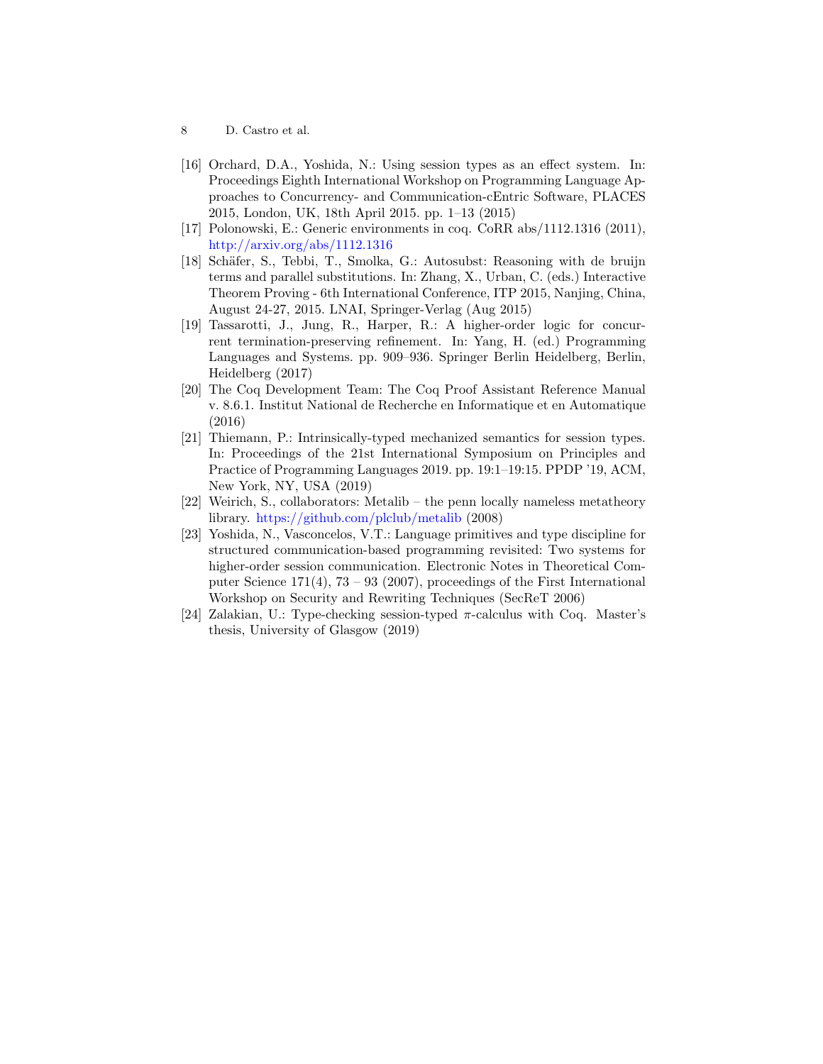[16] Orchard, D.A., Yoshida, N.: Using session types as an effect system. In: Proceedings Eighth International Workshop on Programming Language Approaches to Concurrency- and Communication-cEntric Software, PLACES 2015, London, UK, 18th April 2015. pp. 1–13 (2015)

[17] Polonowski, E.: Generic environments in coq. CoRR abs/1112.1316 (2011), http://arxiv.org/abs/1112.1316

[18] Schäfer, S., Tebbi, T., Smolka, G.: Autosubst: Reasoning with de bruijn terms and parallel substitutions. In: Zhang, X., Urban, C. (eds.) Interactive Theorem Proving - 6th International Conference, ITP 2015, Nanjing, China, August 24-27, 2015. LNAI, Springer-Verlag (Aug 2015)

[19] Tassarotti, J., Jung, R., Harper, R.: A higher-order logic for concurrent termination-preserving refinement. In: Yang, H. (ed.) Programming Languages and Systems. pp. 909–936. Springer Berlin Heidelberg, Berlin, Heidelberg (2017)

[20] The Coq Development Team: The Coq Proof Assistant Reference Manual v. 8.6.1. Institut National de Recherche en Informatique et en Automatique (2016)

[21] Thiemann, P.: Intrinsically-typed mechanized semantics for session types. In: Proceedings of the 21st International Symposium on Principles and Practice of Programming Languages 2019. pp. 19:1–19:15. PPDP '19, ACM, New York, NY, USA (2019)

[22] Weirich, S., collaborators: Metalib – the penn locally nameless metatheory library. https://github.com/plclub/metalib (2008)

[23] Yoshida, N., Vasconcelos, V.T.: Language primitives and type discipline for structured communication-based programming revisited: Two systems for higher-order session communication. Electronic Notes in Theoretical Computer Science 171(4), 73 – 93 (2007), proceedings of the First International Workshop on Security and Rewriting Techniques (SecReT 2006)

[24] Zalakian, U.: Type-checking session-typed $\pi$-calculus with Coq. Master's thesis, University of Glasgow (2019)